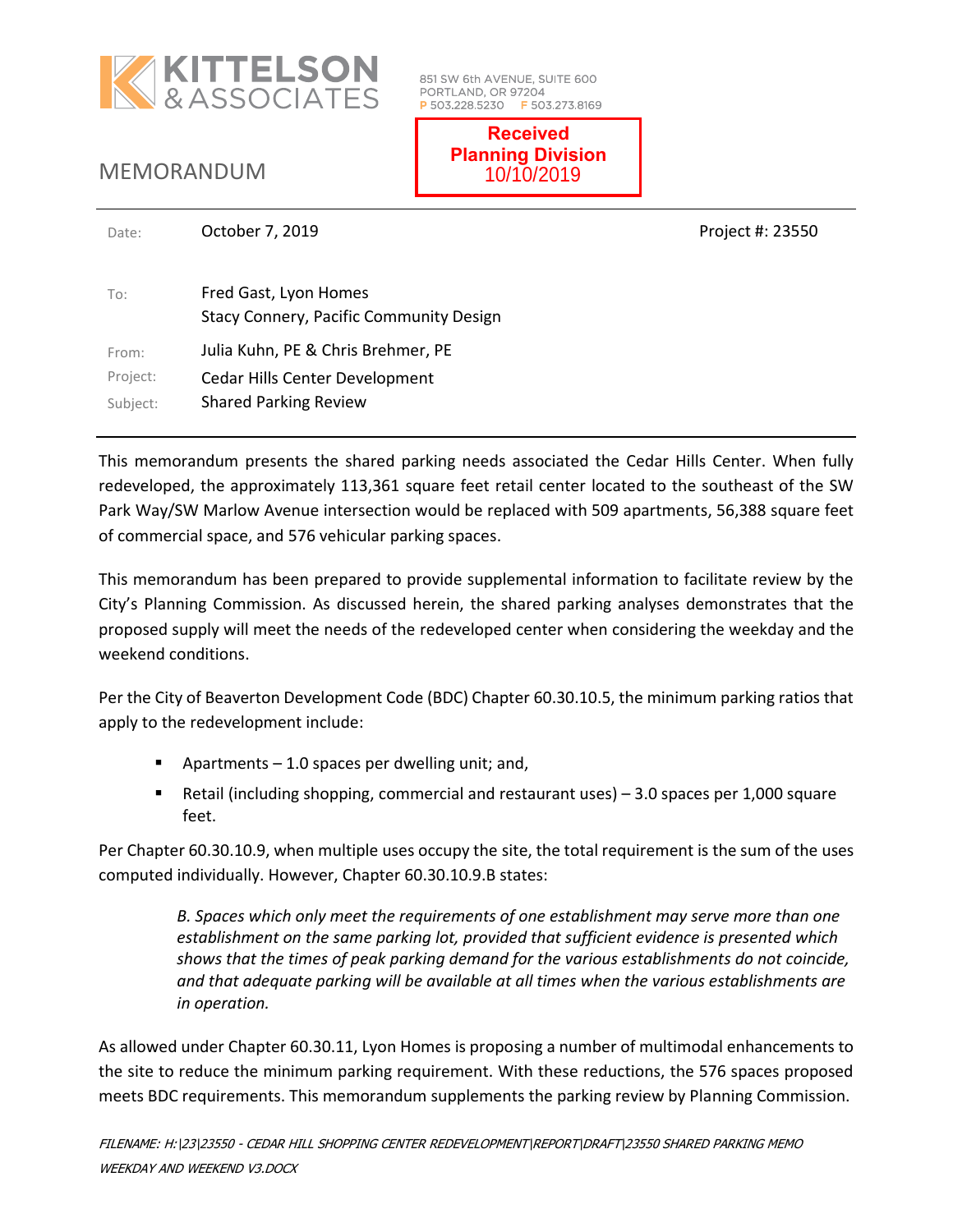KITTELSON & ASSOCIATES

851 SW 6th AVENUE, SUITE 600
PORTLAND, OR 97204
P 503.228.5230 F 503.273.8169

**Received**
**Planning Division**
10/10/2019

# MEMORANDUM

| | | |
|---|---|---|
| Date: | October 7, 2019 | Project #: 23550 |
| To: | Fred Gast, Lyon Homes<br>Stacy Connery, Pacific Community Design | |
| From: | Julia Kuhn, PE & Chris Brehmer, PE | |
| Project: | Cedar Hills Center Development | |
| Subject: | Shared Parking Review | |

This memorandum presents the shared parking needs associated the Cedar Hills Center. When fully redeveloped, the approximately 113,361 square feet retail center located to the southeast of the SW Park Way/SW Marlow Avenue intersection would be replaced with 509 apartments, 56,388 square feet of commercial space, and 576 vehicular parking spaces.

This memorandum has been prepared to provide supplemental information to facilitate review by the City's Planning Commission. As discussed herein, the shared parking analyses demonstrates that the proposed supply will meet the needs of the redeveloped center when considering the weekday and the weekend conditions.

Per the City of Beaverton Development Code (BDC) Chapter 60.30.10.5, the minimum parking ratios that apply to the redevelopment include:

- Apartments – 1.0 spaces per dwelling unit; and,
- Retail (including shopping, commercial and restaurant uses) – 3.0 spaces per 1,000 square feet.

Per Chapter 60.30.10.9, when multiple uses occupy the site, the total requirement is the sum of the uses computed individually. However, Chapter 60.30.10.9.B states:

> *B. Spaces which only meet the requirements of one establishment may serve more than one establishment on the same parking lot, provided that sufficient evidence is presented which shows that the times of peak parking demand for the various establishments do not coincide, and that adequate parking will be available at all times when the various establishments are in operation.*

As allowed under Chapter 60.30.11, Lyon Homes is proposing a number of multimodal enhancements to the site to reduce the minimum parking requirement. With these reductions, the 576 spaces proposed meets BDC requirements. This memorandum supplements the parking review by Planning Commission.

*FILENAME: H:\23\23550 - CEDAR HILL SHOPPING CENTER REDEVELOPMENT\REPORT\DRAFT\23550 SHARED PARKING MEMO WEEKDAY AND WEEKEND V3.DOCX*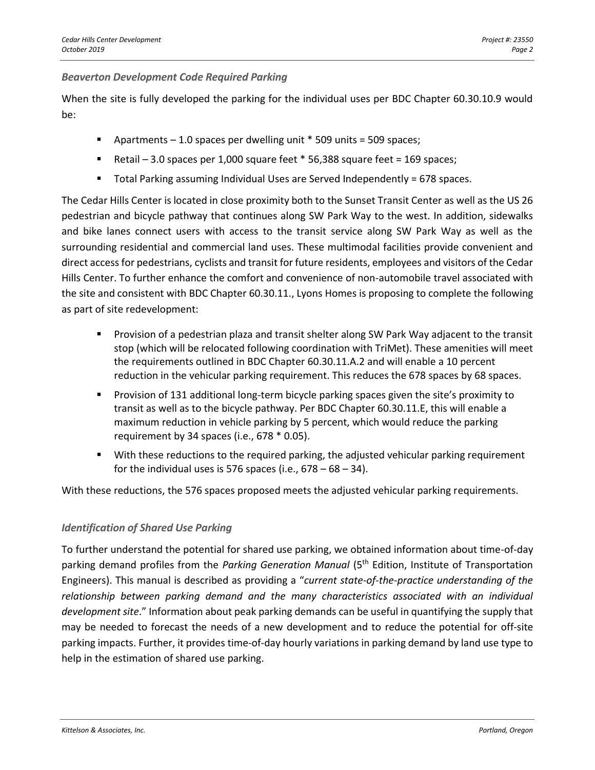### *Beaverton Development Code Required Parking*

When the site is fully developed the parking for the individual uses per BDC Chapter 60.30.10.9 would be:

- Apartments – 1.0 spaces per dwelling unit * 509 units = 509 spaces;
- Retail – 3.0 spaces per 1,000 square feet * 56,388 square feet = 169 spaces;
- Total Parking assuming Individual Uses are Served Independently = 678 spaces.

The Cedar Hills Center is located in close proximity both to the Sunset Transit Center as well as the US 26 pedestrian and bicycle pathway that continues along SW Park Way to the west. In addition, sidewalks and bike lanes connect users with access to the transit service along SW Park Way as well as the surrounding residential and commercial land uses. These multimodal facilities provide convenient and direct access for pedestrians, cyclists and transit for future residents, employees and visitors of the Cedar Hills Center. To further enhance the comfort and convenience of non-automobile travel associated with the site and consistent with BDC Chapter 60.30.11., Lyons Homes is proposing to complete the following as part of site redevelopment:

- Provision of a pedestrian plaza and transit shelter along SW Park Way adjacent to the transit stop (which will be relocated following coordination with TriMet). These amenities will meet the requirements outlined in BDC Chapter 60.30.11.A.2 and will enable a 10 percent reduction in the vehicular parking requirement. This reduces the 678 spaces by 68 spaces.
- Provision of 131 additional long-term bicycle parking spaces given the site's proximity to transit as well as to the bicycle pathway. Per BDC Chapter 60.30.11.E, this will enable a maximum reduction in vehicle parking by 5 percent, which would reduce the parking requirement by 34 spaces (i.e., 678 * 0.05).
- With these reductions to the required parking, the adjusted vehicular parking requirement for the individual uses is 576 spaces (i.e., 678 – 68 – 34).

With these reductions, the 576 spaces proposed meets the adjusted vehicular parking requirements.

### *Identification of Shared Use Parking*

To further understand the potential for shared use parking, we obtained information about time-of-day parking demand profiles from the *Parking Generation Manual* (5th Edition, Institute of Transportation Engineers). This manual is described as providing a "*current state-of-the-practice understanding of the relationship between parking demand and the many characteristics associated with an individual development site*." Information about peak parking demands can be useful in quantifying the supply that may be needed to forecast the needs of a new development and to reduce the potential for off-site parking impacts. Further, it provides time-of-day hourly variations in parking demand by land use type to help in the estimation of shared use parking.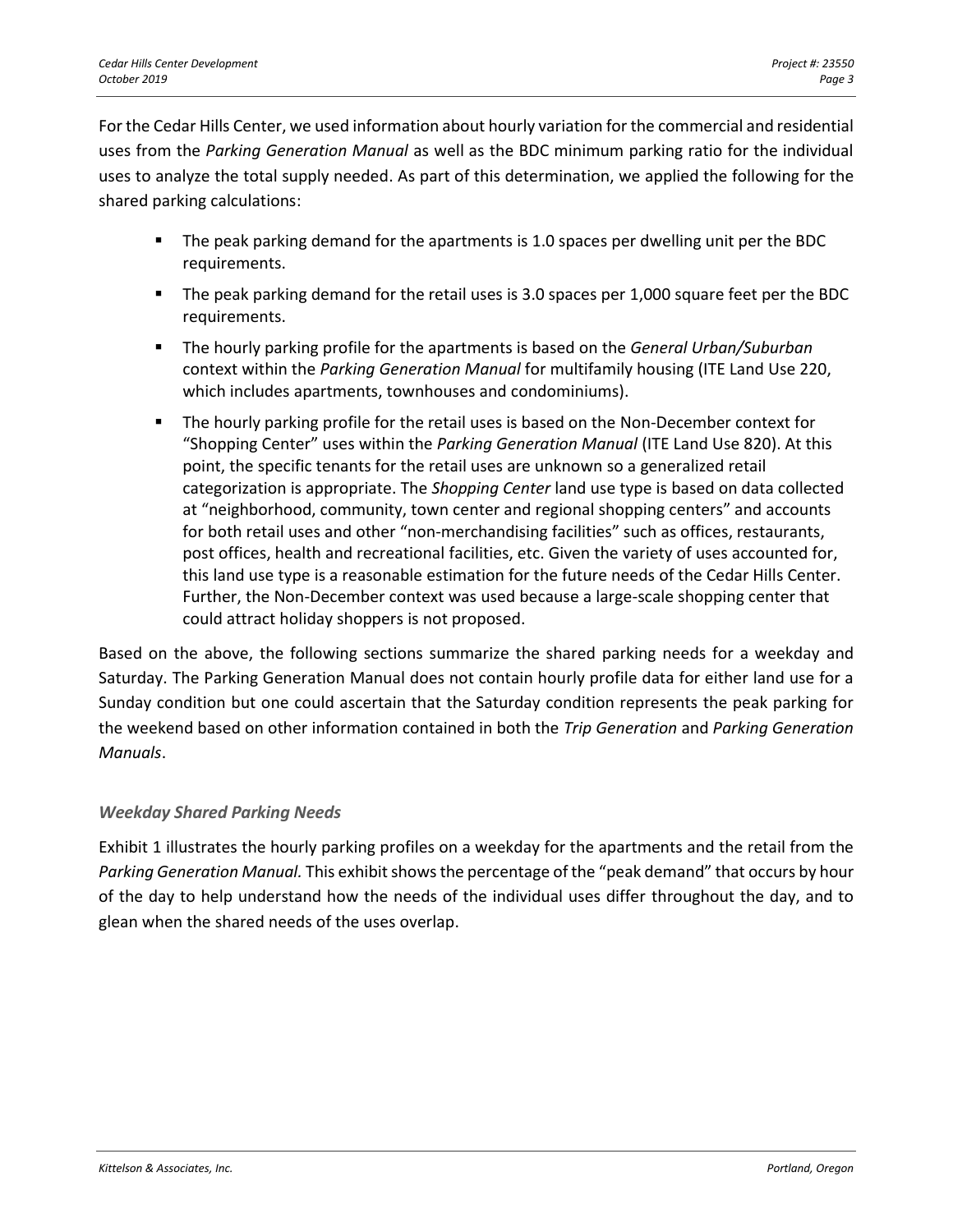For the Cedar Hills Center, we used information about hourly variation for the commercial and residential uses from the *Parking Generation Manual* as well as the BDC minimum parking ratio for the individual uses to analyze the total supply needed. As part of this determination, we applied the following for the shared parking calculations:

- The peak parking demand for the apartments is 1.0 spaces per dwelling unit per the BDC requirements.
- The peak parking demand for the retail uses is 3.0 spaces per 1,000 square feet per the BDC requirements.
- The hourly parking profile for the apartments is based on the *General Urban/Suburban* context within the *Parking Generation Manual* for multifamily housing (ITE Land Use 220, which includes apartments, townhouses and condominiums).
- The hourly parking profile for the retail uses is based on the Non-December context for "Shopping Center" uses within the *Parking Generation Manual* (ITE Land Use 820). At this point, the specific tenants for the retail uses are unknown so a generalized retail categorization is appropriate. The *Shopping Center* land use type is based on data collected at "neighborhood, community, town center and regional shopping centers" and accounts for both retail uses and other "non-merchandising facilities" such as offices, restaurants, post offices, health and recreational facilities, etc. Given the variety of uses accounted for, this land use type is a reasonable estimation for the future needs of the Cedar Hills Center. Further, the Non-December context was used because a large-scale shopping center that could attract holiday shoppers is not proposed.

Based on the above, the following sections summarize the shared parking needs for a weekday and Saturday. The Parking Generation Manual does not contain hourly profile data for either land use for a Sunday condition but one could ascertain that the Saturday condition represents the peak parking for the weekend based on other information contained in both the *Trip Generation* and *Parking Generation Manuals*.

### *Weekday Shared Parking Needs*

Exhibit 1 illustrates the hourly parking profiles on a weekday for the apartments and the retail from the *Parking Generation Manual.* This exhibit shows the percentage of the "peak demand" that occurs by hour of the day to help understand how the needs of the individual uses differ throughout the day, and to glean when the shared needs of the uses overlap.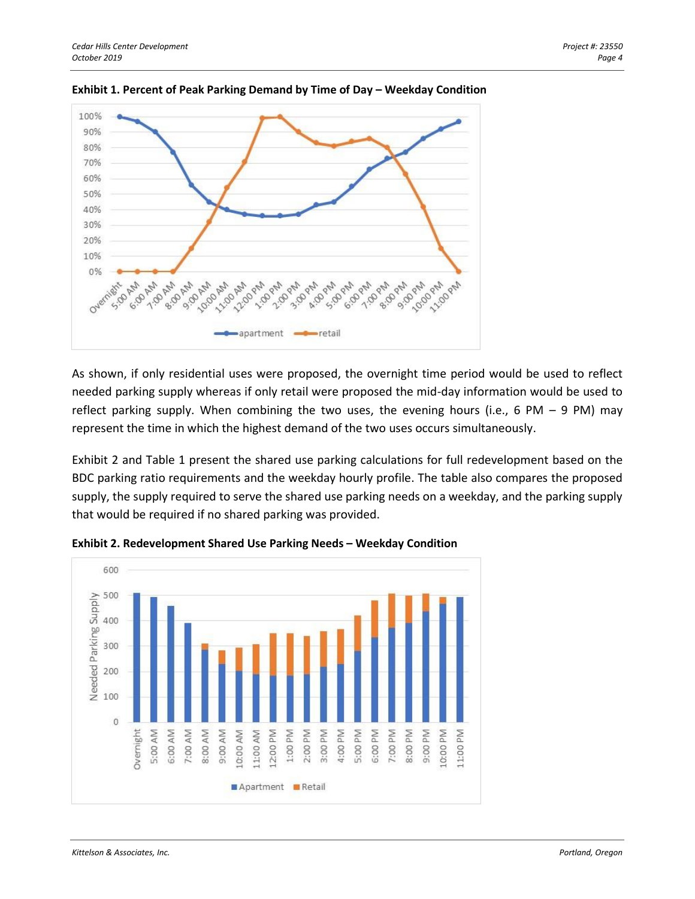**Exhibit 1. Percent of Peak Parking Demand by Time of Day – Weekday Condition**

As shown, if only residential uses were proposed, the overnight time period would be used to reflect needed parking supply whereas if only retail were proposed the mid-day information would be used to reflect parking supply. When combining the two uses, the evening hours (i.e., 6 PM – 9 PM) may represent the time in which the highest demand of the two uses occurs simultaneously.

Exhibit 2 and Table 1 present the shared use parking calculations for full redevelopment based on the BDC parking ratio requirements and the weekday hourly profile. The table also compares the proposed supply, the supply required to serve the shared use parking needs on a weekday, and the parking supply that would be required if no shared parking was provided.

**Exhibit 2. Redevelopment Shared Use Parking Needs – Weekday Condition**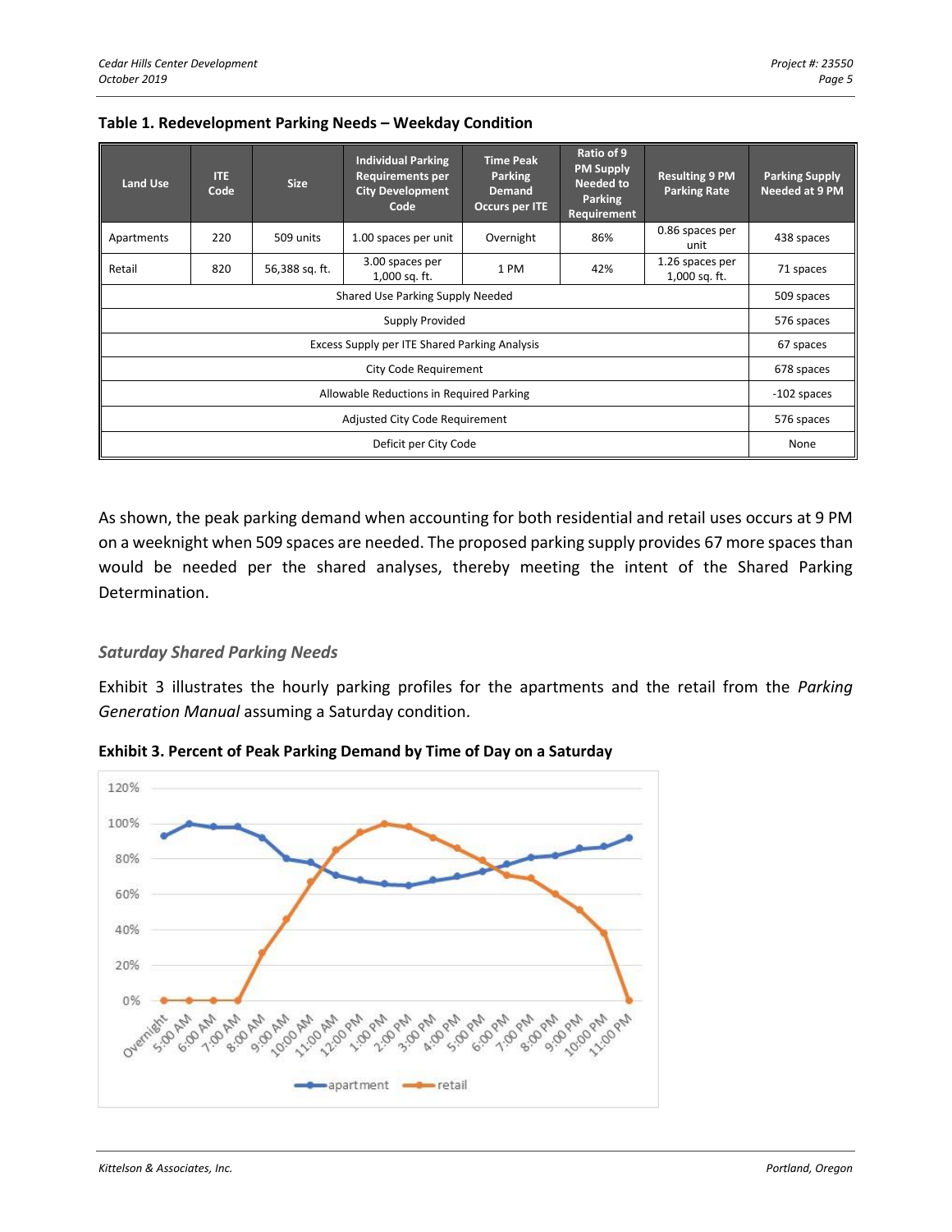**Table 1. Redevelopment Parking Needs – Weekday Condition**

| Land Use | ITE Code | Size | Individual Parking Requirements per City Development Code | Time Peak Parking Demand Occurs per ITE | Ratio of 9 PM Supply Needed to Parking Requirement | Resulting 9 PM Parking Rate | Parking Supply Needed at 9 PM |
|---|---|---|---|---|---|---|---|
| Apartments | 220 | 509 units | 1.00 spaces per unit | Overnight | 86% | 0.86 spaces per unit | 438 spaces |
| Retail | 820 | 56,388 sq. ft. | 3.00 spaces per 1,000 sq. ft. | 1 PM | 42% | 1.26 spaces per 1,000 sq. ft. | 71 spaces |
| Shared Use Parking Supply Needed | | | | | | | 509 spaces |
| Supply Provided | | | | | | | 576 spaces |
| Excess Supply per ITE Shared Parking Analysis | | | | | | | 67 spaces |
| City Code Requirement | | | | | | | 678 spaces |
| Allowable Reductions in Required Parking | | | | | | | -102 spaces |
| Adjusted City Code Requirement | | | | | | | 576 spaces |
| Deficit per City Code | | | | | | | None |

As shown, the peak parking demand when accounting for both residential and retail uses occurs at 9 PM on a weeknight when 509 spaces are needed. The proposed parking supply provides 67 more spaces than would be needed per the shared analyses, thereby meeting the intent of the Shared Parking Determination.

### *Saturday Shared Parking Needs*

Exhibit 3 illustrates the hourly parking profiles for the apartments and the retail from the *Parking Generation Manual* assuming a Saturday condition.

**Exhibit 3. Percent of Peak Parking Demand by Time of Day on a Saturday**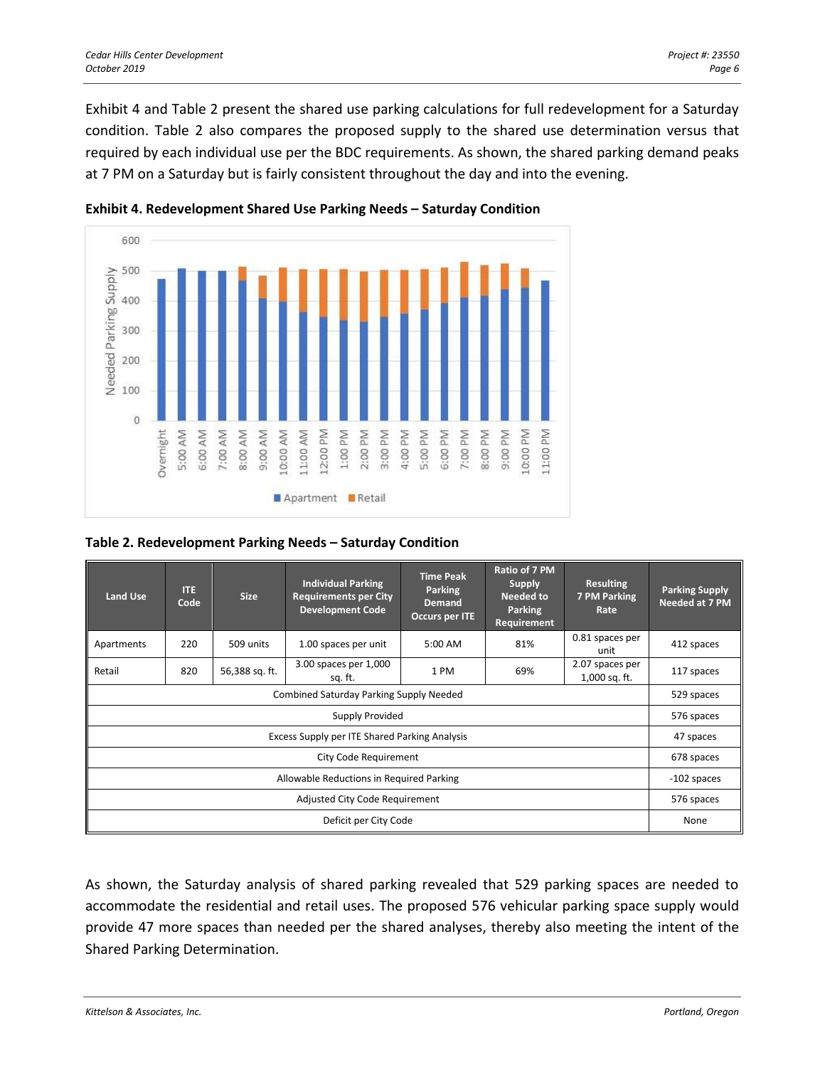Exhibit 4 and Table 2 present the shared use parking calculations for full redevelopment for a Saturday condition. Table 2 also compares the proposed supply to the shared use determination versus that required by each individual use per the BDC requirements. As shown, the shared parking demand peaks at 7 PM on a Saturday but is fairly consistent throughout the day and into the evening.

**Exhibit 4. Redevelopment Shared Use Parking Needs – Saturday Condition**

**Table 2. Redevelopment Parking Needs – Saturday Condition**

| Land Use | ITE Code | Size | Individual Parking Requirements per City Development Code | Time Peak Parking Demand Occurs per ITE | Ratio of 7 PM Supply Needed to Parking Requirement | Resulting 7 PM Parking Rate | Parking Supply Needed at 7 PM |
|---|---|---|---|---|---|---|---|
| Apartments | 220 | 509 units | 1.00 spaces per unit | 5:00 AM | 81% | 0.81 spaces per unit | 412 spaces |
| Retail | 820 | 56,388 sq. ft. | 3.00 spaces per 1,000 sq. ft. | 1 PM | 69% | 2.07 spaces per 1,000 sq. ft. | 117 spaces |
| Combined Saturday Parking Supply Needed | | | | | | | 529 spaces |
| Supply Provided | | | | | | | 576 spaces |
| Excess Supply per ITE Shared Parking Analysis | | | | | | | 47 spaces |
| City Code Requirement | | | | | | | 678 spaces |
| Allowable Reductions in Required Parking | | | | | | | -102 spaces |
| Adjusted City Code Requirement | | | | | | | 576 spaces |
| Deficit per City Code | | | | | | | None |

As shown, the Saturday analysis of shared parking revealed that 529 parking spaces are needed to accommodate the residential and retail uses. The proposed 576 vehicular parking space supply would provide 47 more spaces than needed per the shared analyses, thereby also meeting the intent of the Shared Parking Determination.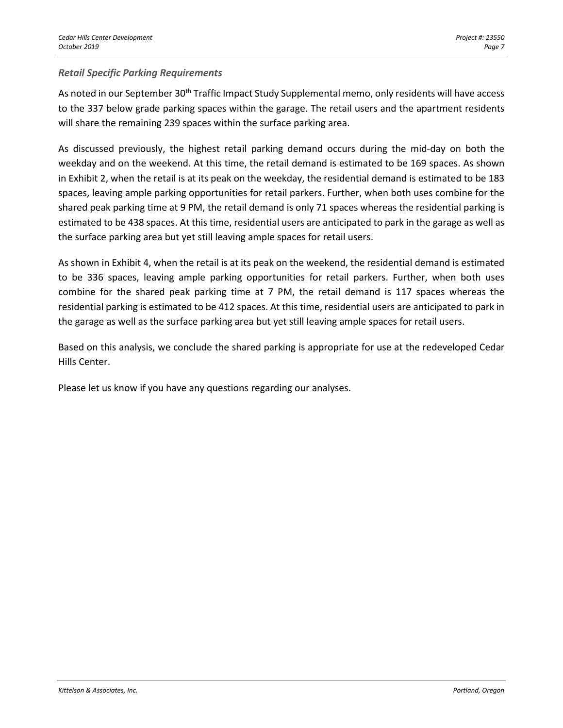### *Retail Specific Parking Requirements*

As noted in our September 30th Traffic Impact Study Supplemental memo, only residents will have access to the 337 below grade parking spaces within the garage. The retail users and the apartment residents will share the remaining 239 spaces within the surface parking area.

As discussed previously, the highest retail parking demand occurs during the mid-day on both the weekday and on the weekend. At this time, the retail demand is estimated to be 169 spaces. As shown in Exhibit 2, when the retail is at its peak on the weekday, the residential demand is estimated to be 183 spaces, leaving ample parking opportunities for retail parkers. Further, when both uses combine for the shared peak parking time at 9 PM, the retail demand is only 71 spaces whereas the residential parking is estimated to be 438 spaces. At this time, residential users are anticipated to park in the garage as well as the surface parking area but yet still leaving ample spaces for retail users.

As shown in Exhibit 4, when the retail is at its peak on the weekend, the residential demand is estimated to be 336 spaces, leaving ample parking opportunities for retail parkers. Further, when both uses combine for the shared peak parking time at 7 PM, the retail demand is 117 spaces whereas the residential parking is estimated to be 412 spaces. At this time, residential users are anticipated to park in the garage as well as the surface parking area but yet still leaving ample spaces for retail users.

Based on this analysis, we conclude the shared parking is appropriate for use at the redeveloped Cedar Hills Center.

Please let us know if you have any questions regarding our analyses.